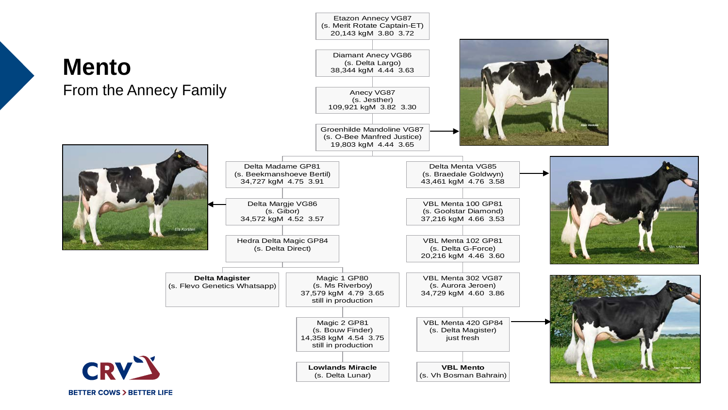# Mento

From the Annecy Family

Etazon Annecy VG87
(s. Merit Rotate Captain-ET)
20,143 kgM 3.80 3.72

Diamant Anecy VG86
(s. Delta Largo)
38,344 kgM 4.44 3.63

Anecy VG87
(s. Jesther)
109,921 kgM 3.82 3.30

Groenhilde Mandoline VG87
(s. O-Bee Manfred Justice)
19,803 kgM 4.44 3.65

Delta Madame GP81
(s. Beekmanshoeve Bertil)
34,727 kgM 4.75 3.91

Delta Margje VG86
(s. Gibor)
34,572 kgM 4.52 3.57

Hedra Delta Magic GP84
(s. Delta Direct)

**Delta Magister**
(s. Flevo Genetics Whatsapp)

Magic 1 GP80
(s. Ms Riverboy)
37,579 kgM 4.79 3.65
still in production

Magic 2 GP81
(s. Bouw Finder)
14,358 kgM 4.54 3.75
still in production

**Lowlands Miracle**
(s. Delta Lunar)

Delta Menta VG85
(s. Braedale Goldwyn)
43,461 kgM 4.76 3.58

VBL Menta 100 GP81
(s. Goolstar Diamond)
37,216 kgM 4.66 3.53

VBL Menta 102 GP81
(s. Delta G-Force)
20,216 kgM 4.46 3.60

VBL Menta 302 VG87
(s. Aurora Jeroen)
34,729 kgM 4.60 3.86

VBL Menta 420 GP84
(s. Delta Magister)
just fresh

**VBL Mento**
(s. Vh Bosman Bahrain)

CRV
BETTER COWS > BETTER LIFE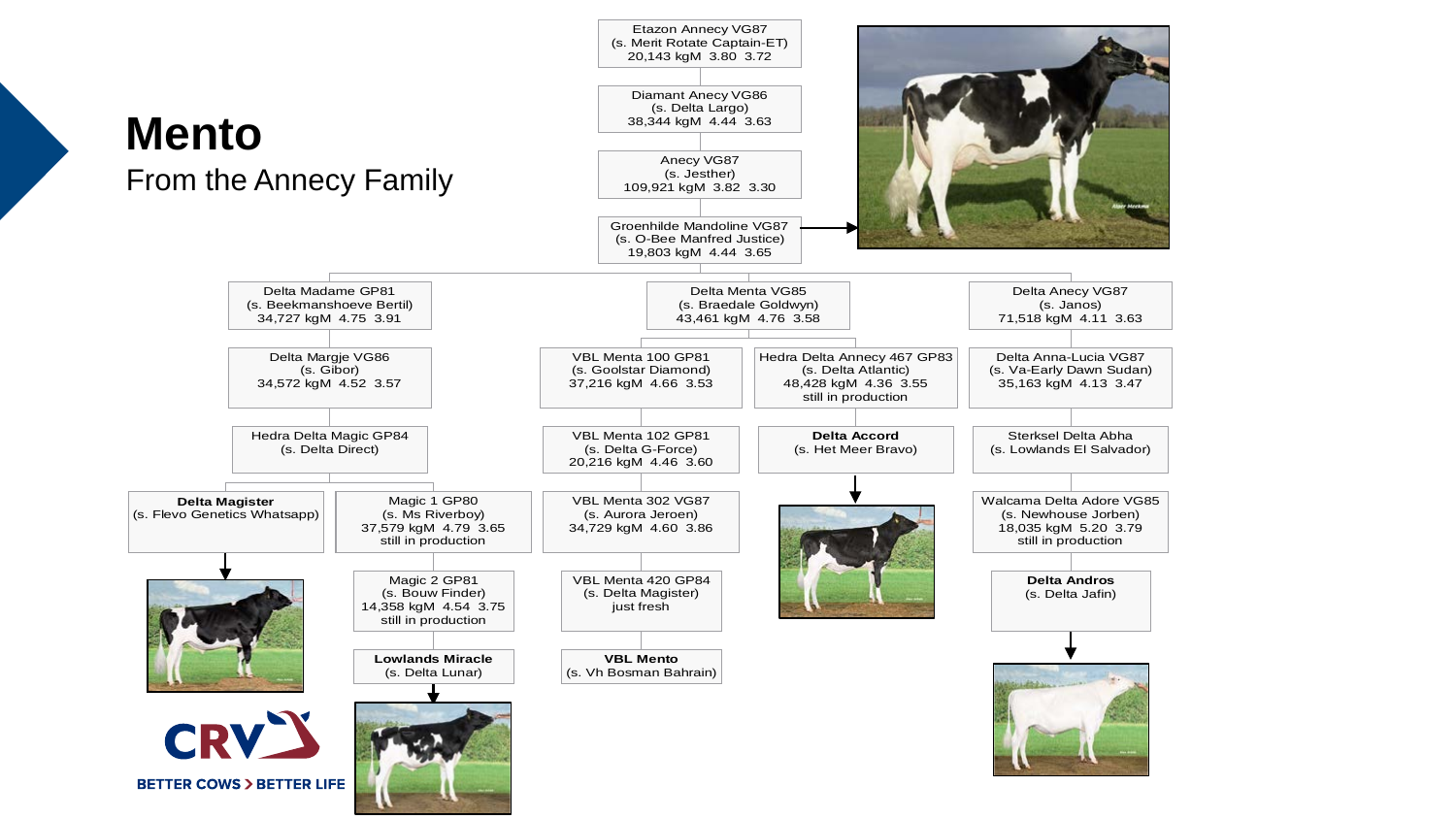# Mento

From the Annecy Family

Etazon Annecy VG87
(s. Merit Rotate Captain-ET)
20,143 kgM 3.80 3.72

Diamant Anecy VG86
(s. Delta Largo)
38,344 kgM 4.44 3.63

Anecy VG87
(s. Jesther)
109,921 kgM 3.82 3.30

Groenhilde Mandoline VG87
(s. O-Bee Manfred Justice)
19,803 kgM 4.44 3.65

Delta Madame GP81
(s. Beekmanshoeve Bertil)
34,727 kgM 4.75 3.91

Delta Margje VG86
(s. Gibor)
34,572 kgM 4.52 3.57

Hedra Delta Magic GP84
(s. Delta Direct)

**Delta Magister**
(s. Flevo Genetics Whatsapp)

Magic 1 GP80
(s. Ms Riverboy)
37,579 kgM 4.79 3.65
still in production

Magic 2 GP81
(s. Bouw Finder)
14,358 kgM 4.54 3.75
still in production

**Lowlands Miracle**
(s. Delta Lunar)

Delta Menta VG85
(s. Braedale Goldwyn)
43,461 kgM 4.76 3.58

VBL Menta 100 GP81
(s. Goolstar Diamond)
37,216 kgM 4.66 3.53

VBL Menta 102 GP81
(s. Delta G-Force)
20,216 kgM 4.46 3.60

VBL Menta 302 VG87
(s. Aurora Jeroen)
34,729 kgM 4.60 3.86

VBL Menta 420 GP84
(s. Delta Magister)
just fresh

**VBL Mento**
(s. Vh Bosman Bahrain)

Hedra Delta Annecy 467 GP83
(s. Delta Atlantic)
48,428 kgM 4.36 3.55
still in production

**Delta Accord**
(s. Het Meer Bravo)

Delta Anecy VG87
(s. Janos)
71,518 kgM 4.11 3.63

Delta Anna-Lucia VG87
(s. Va-Early Dawn Sudan)
35,163 kgM 4.13 3.47

Sterksel Delta Abha
(s. Lowlands El Salvador)

Walcama Delta Adore VG85
(s. Newhouse Jorben)
18,035 kgM 5.20 3.79
still in production

**Delta Andros**
(s. Delta Jafin)

CRV
BETTER COWS > BETTER LIFE